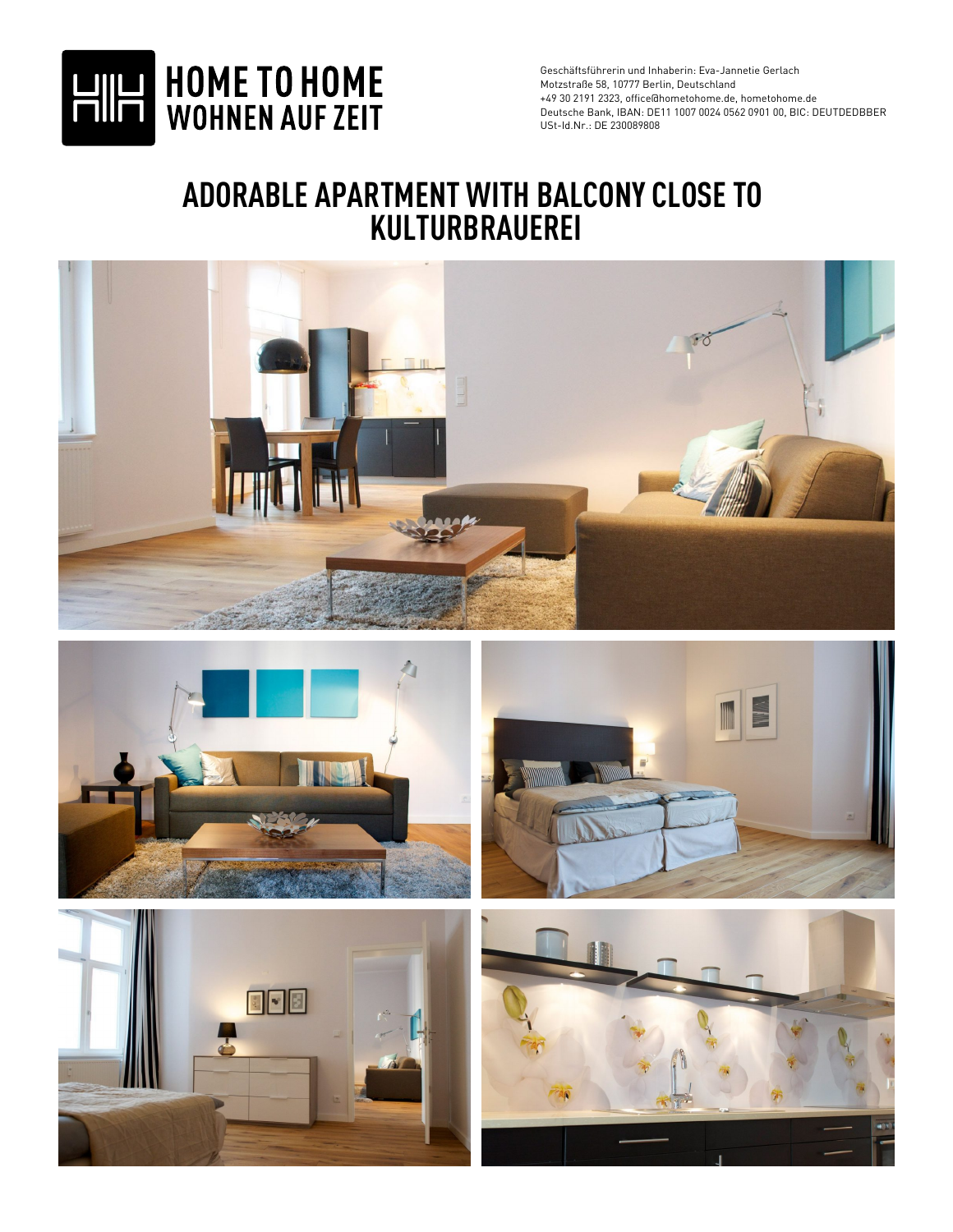HOME TO HOME
WOHNEN AUF ZEIT

Geschäftsführerin und Inhaberin: Eva-Jannetie Gerlach
Motzstraße 58, 10777 Berlin, Deutschland
+49 30 2191 2323, office@hometohome.de, hometohome.de
Deutsche Bank, IBAN: DE11 1007 0024 0562 0901 00, BIC: DEUTDEDBBER
USt-Id.Nr.: DE 230089808

# ADORABLE APARTMENT WITH BALCONY CLOSE TO KULTURBRAUEREI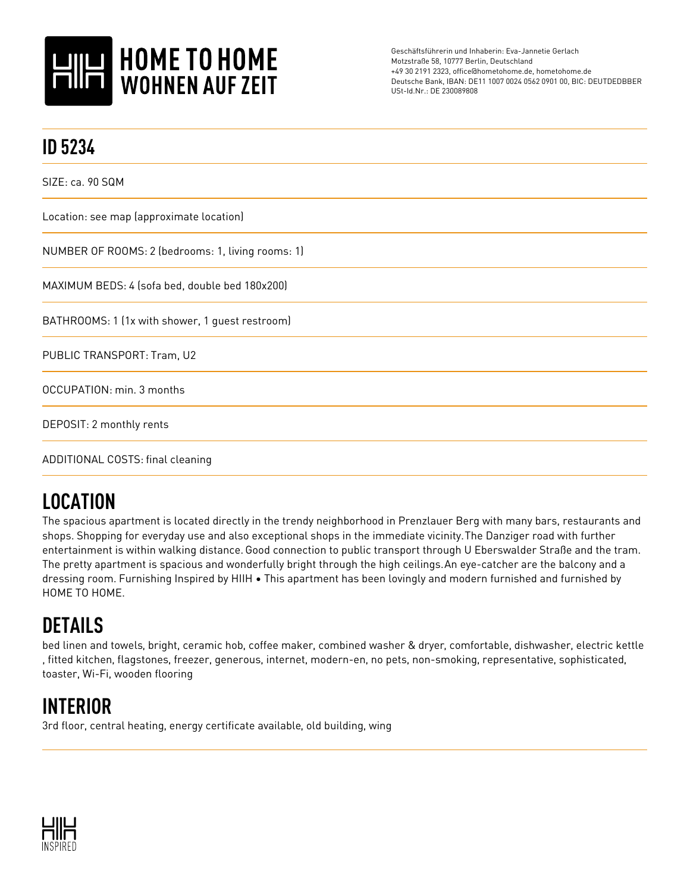# HOME TO HOME
## WOHNEN AUF ZEIT

Geschäftsführerin und Inhaberin: Eva-Jannetie Gerlach
Motzstraße 58, 10777 Berlin, Deutschland
+49 30 2191 2323, office@hometohome.de, hometohome.de
Deutsche Bank, IBAN: DE11 1007 0024 0562 0901 00, BIC: DEUTDEDBBER
USt-Id.Nr.: DE 230089808

## ID 5234

SIZE: ca. 90 SQM

Location: see map (approximate location)

NUMBER OF ROOMS: 2 (bedrooms: 1, living rooms: 1)

MAXIMUM BEDS: 4 (sofa bed, double bed 180x200)

BATHROOMS: 1 (1x with shower, 1 guest restroom)

PUBLIC TRANSPORT: Tram, U2

OCCUPATION: min. 3 months

DEPOSIT: 2 monthly rents

ADDITIONAL COSTS: final cleaning

## LOCATION

The spacious apartment is located directly in the trendy neighborhood in Prenzlauer Berg with many bars, restaurants and shops. Shopping for everyday use and also exceptional shops in the immediate vicinity.The Danziger road with further entertainment is within walking distance. Good connection to public transport through U Eberswalder Straße and the tram. The pretty apartment is spacious and wonderfully bright through the high ceilings.An eye-catcher are the balcony and a dressing room. Furnishing Inspired by HIIH • This apartment has been lovingly and modern furnished and furnished by HOME TO HOME.

## DETAILS

bed linen and towels, bright, ceramic hob, coffee maker, combined washer & dryer, comfortable, dishwasher, electric kettle , fitted kitchen, flagstones, freezer, generous, internet, modern-en, no pets, non-smoking, representative, sophisticated, toaster, Wi-Fi, wooden flooring

## INTERIOR

3rd floor, central heating, energy certificate available, old building, wing

INSPIRED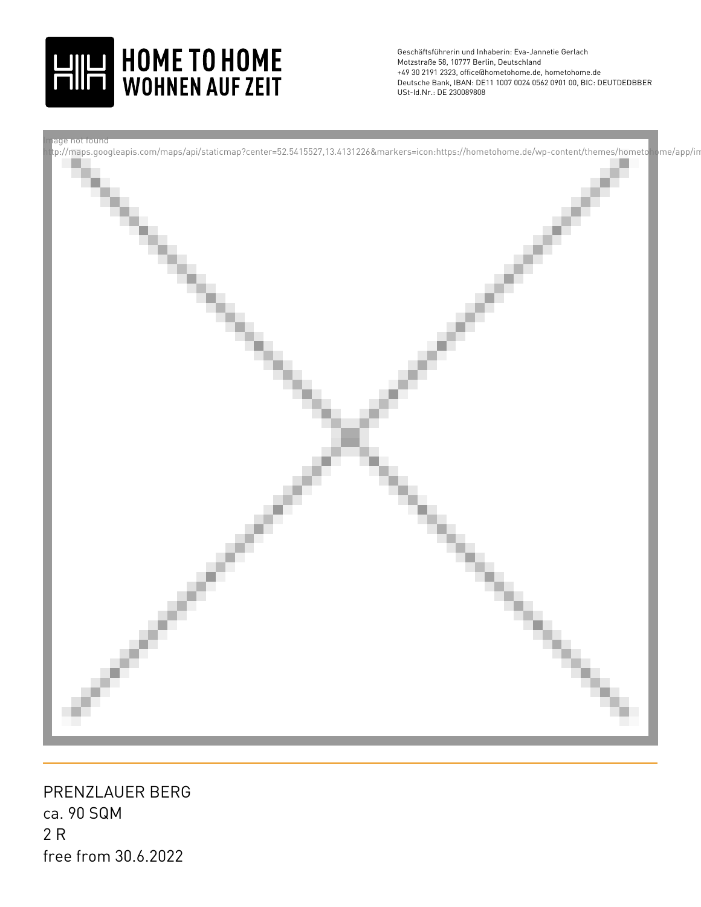Geschäftsführerin und Inhaberin: Eva-Jannetie Gerlach
Motzstraße 58, 10777 Berlin, Deutschland
+49 30 2191 2323, office@hometohome.de, hometohome.de
Deutsche Bank, IBAN: DE11 1007 0024 0562 0901 00, BIC: DEUTDEDBBER
USt-Id.Nr.: DE 230089808

Image not found
http://maps.googleapis.com/maps/api/staticmap?center=52.5415527,13.4131226&markers=icon:https://hometohome.de/wp-content/themes/hometohome/app/im

PRENZLAUER BERG
ca. 90 SQM
2 R
free from 30.6.2022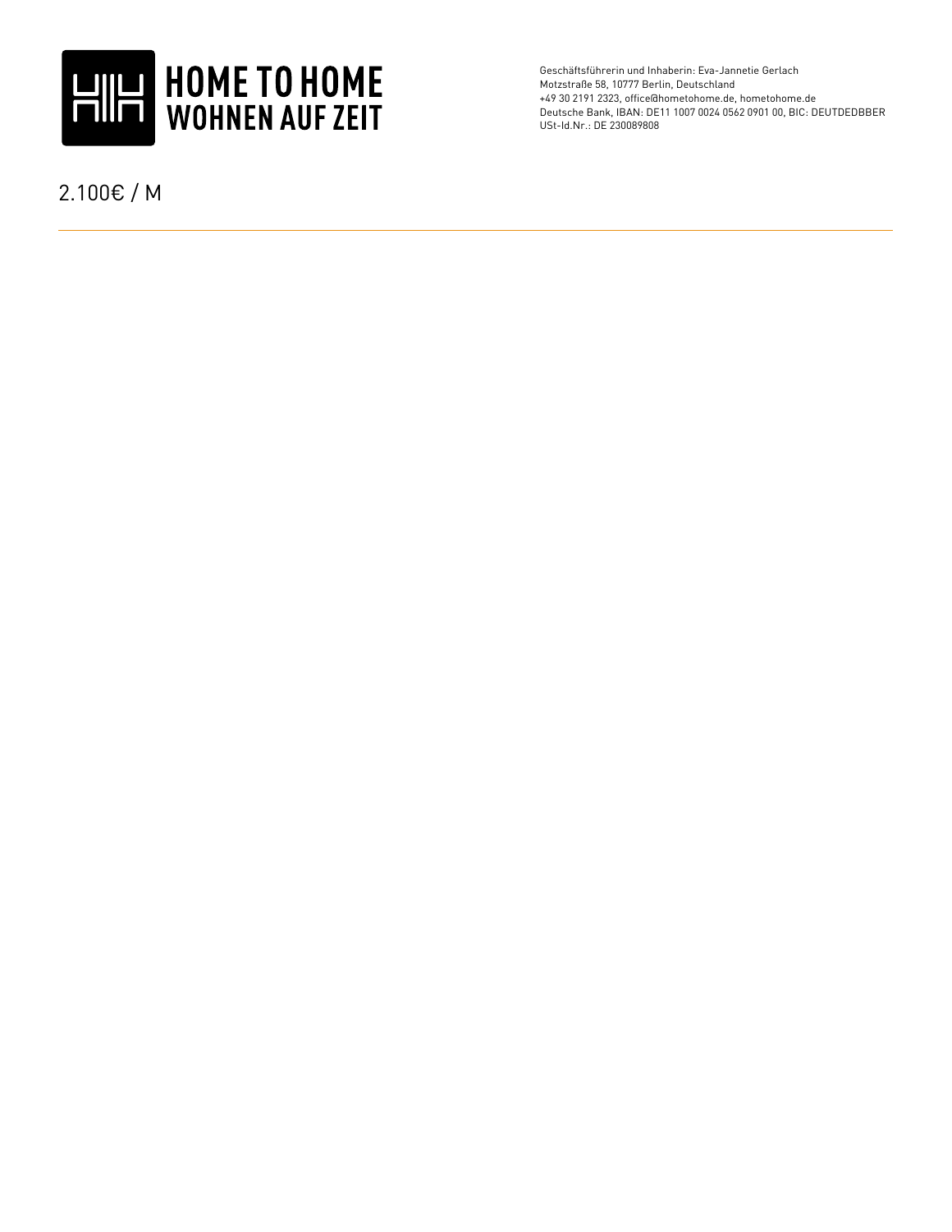2.100€ / M